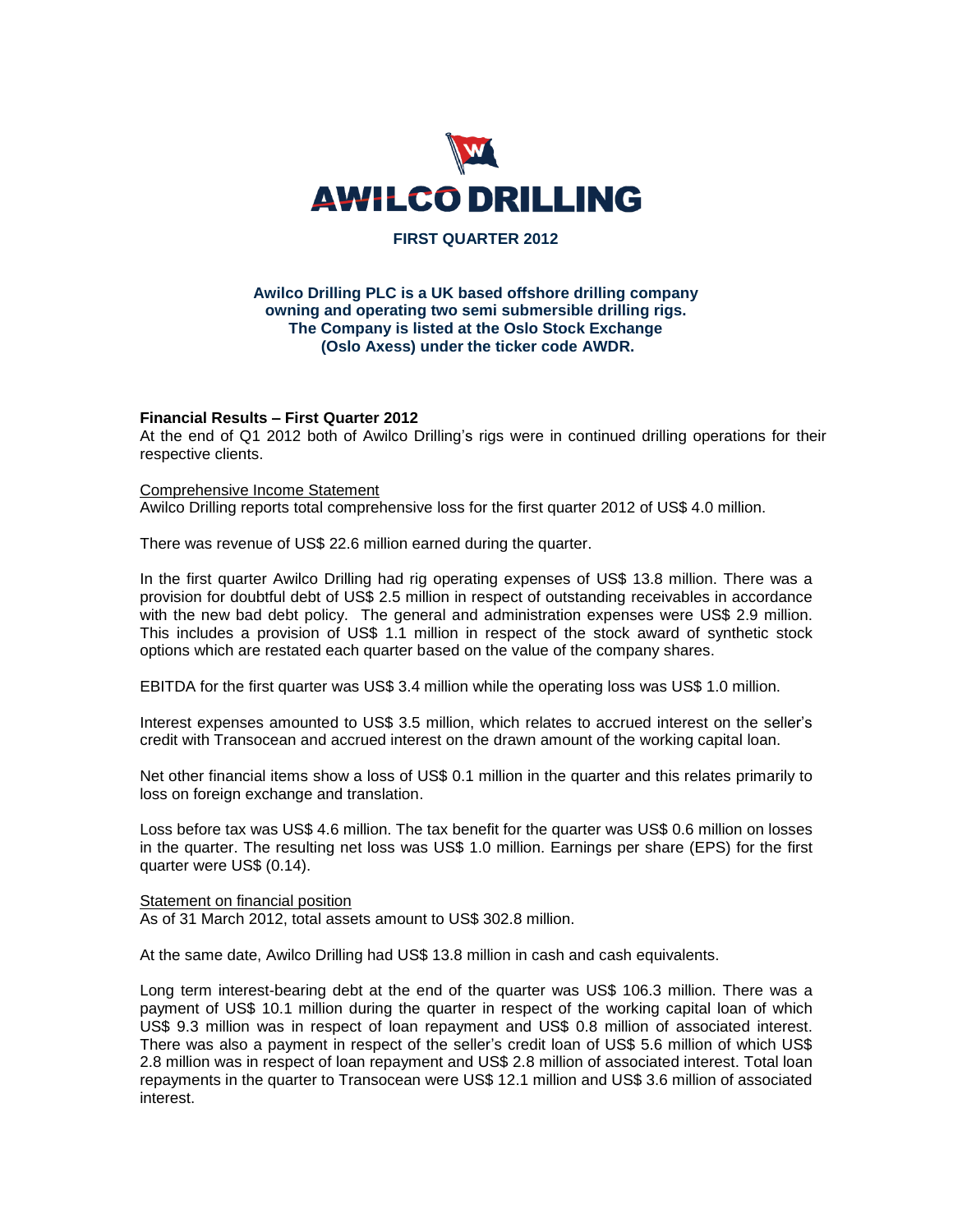# AWILCO DRILLING

**FIRST QUARTER 2012**

**Awilco Drilling PLC is a UK based offshore drilling company owning and operating two semi submersible drilling rigs. The Company is listed at the Oslo Stock Exchange (Oslo Axess) under the ticker code AWDR.**

## Financial Results – First Quarter 2012

At the end of Q1 2012 both of Awilco Drilling's rigs were in continued drilling operations for their respective clients.

### Comprehensive Income Statement

Awilco Drilling reports total comprehensive loss for the first quarter 2012 of US$ 4.0 million.

There was revenue of US$ 22.6 million earned during the quarter.

In the first quarter Awilco Drilling had rig operating expenses of US$ 13.8 million. There was a provision for doubtful debt of US$ 2.5 million in respect of outstanding receivables in accordance with the new bad debt policy. The general and administration expenses were US$ 2.9 million. This includes a provision of US$ 1.1 million in respect of the stock award of synthetic stock options which are restated each quarter based on the value of the company shares.

EBITDA for the first quarter was US$ 3.4 million while the operating loss was US$ 1.0 million.

Interest expenses amounted to US$ 3.5 million, which relates to accrued interest on the seller's credit with Transocean and accrued interest on the drawn amount of the working capital loan.

Net other financial items show a loss of US$ 0.1 million in the quarter and this relates primarily to loss on foreign exchange and translation.

Loss before tax was US$ 4.6 million. The tax benefit for the quarter was US$ 0.6 million on losses in the quarter. The resulting net loss was US$ 1.0 million. Earnings per share (EPS) for the first quarter were US$ (0.14).

### Statement on financial position

As of 31 March 2012, total assets amount to US$ 302.8 million.

At the same date, Awilco Drilling had US$ 13.8 million in cash and cash equivalents.

Long term interest-bearing debt at the end of the quarter was US$ 106.3 million. There was a payment of US$ 10.1 million during the quarter in respect of the working capital loan of which US$ 9.3 million was in respect of loan repayment and US$ 0.8 million of associated interest. There was also a payment in respect of the seller's credit loan of US$ 5.6 million of which US$ 2.8 million was in respect of loan repayment and US$ 2.8 million of associated interest. Total loan repayments in the quarter to Transocean were US$ 12.1 million and US$ 3.6 million of associated interest.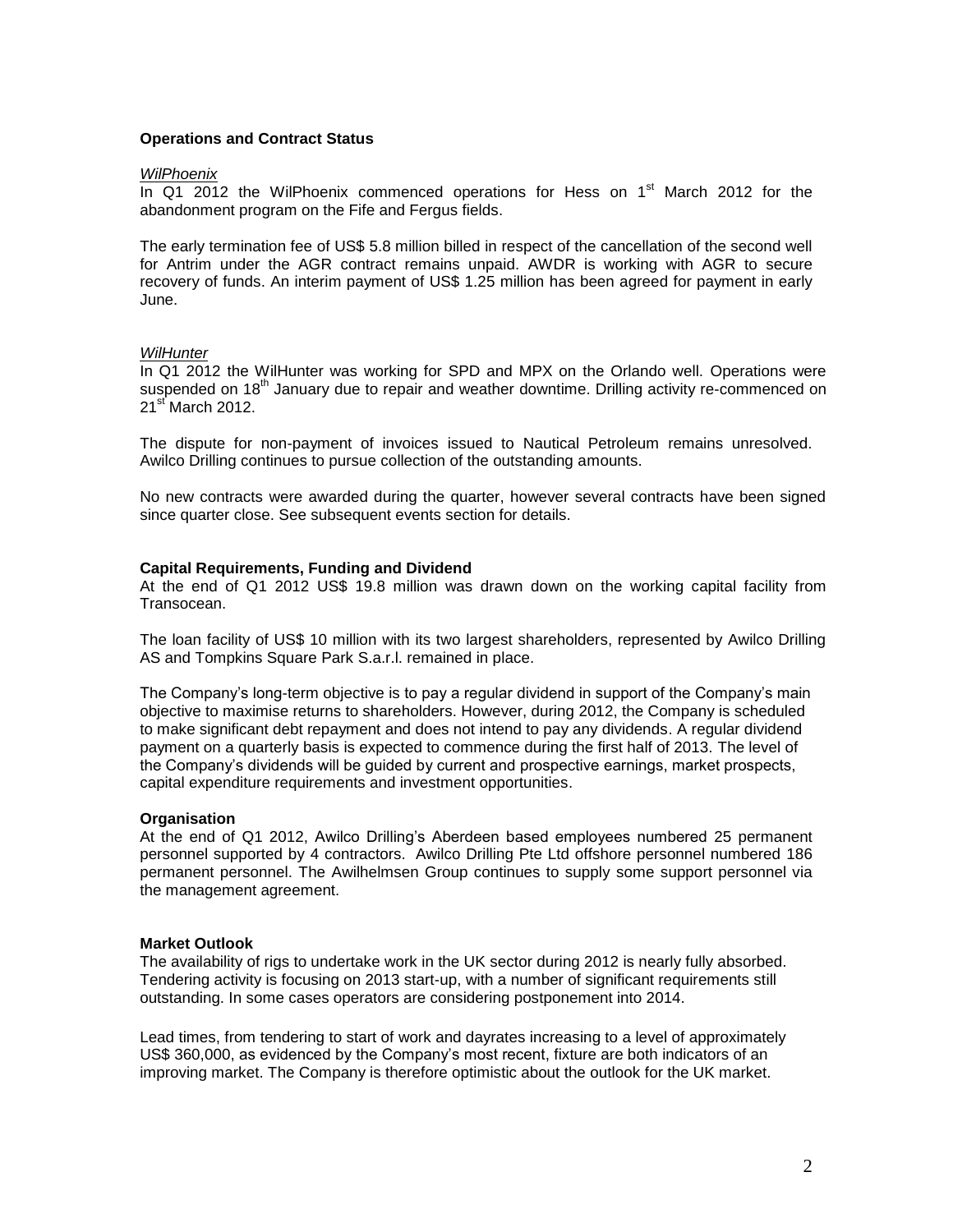**Operations and Contract Status**

*WilPhoenix*

In Q1 2012 the WilPhoenix commenced operations for Hess on 1st March 2012 for the abandonment program on the Fife and Fergus fields.

The early termination fee of US$ 5.8 million billed in respect of the cancellation of the second well for Antrim under the AGR contract remains unpaid. AWDR is working with AGR to secure recovery of funds. An interim payment of US$ 1.25 million has been agreed for payment in early June.

*WilHunter*

In Q1 2012 the WilHunter was working for SPD and MPX on the Orlando well. Operations were suspended on 18th January due to repair and weather downtime. Drilling activity re-commenced on 21st March 2012.

The dispute for non-payment of invoices issued to Nautical Petroleum remains unresolved. Awilco Drilling continues to pursue collection of the outstanding amounts.

No new contracts were awarded during the quarter, however several contracts have been signed since quarter close. See subsequent events section for details.

**Capital Requirements, Funding and Dividend**

At the end of Q1 2012 US$ 19.8 million was drawn down on the working capital facility from Transocean.

The loan facility of US$ 10 million with its two largest shareholders, represented by Awilco Drilling AS and Tompkins Square Park S.a.r.l. remained in place.

The Company's long-term objective is to pay a regular dividend in support of the Company's main objective to maximise returns to shareholders. However, during 2012, the Company is scheduled to make significant debt repayment and does not intend to pay any dividends. A regular dividend payment on a quarterly basis is expected to commence during the first half of 2013. The level of the Company's dividends will be guided by current and prospective earnings, market prospects, capital expenditure requirements and investment opportunities.

**Organisation**

At the end of Q1 2012, Awilco Drilling's Aberdeen based employees numbered 25 permanent personnel supported by 4 contractors. Awilco Drilling Pte Ltd offshore personnel numbered 186 permanent personnel. The Awilhelmsen Group continues to supply some support personnel via the management agreement.

**Market Outlook**

The availability of rigs to undertake work in the UK sector during 2012 is nearly fully absorbed. Tendering activity is focusing on 2013 start-up, with a number of significant requirements still outstanding. In some cases operators are considering postponement into 2014.

Lead times, from tendering to start of work and dayrates increasing to a level of approximately US$ 360,000, as evidenced by the Company's most recent, fixture are both indicators of an improving market. The Company is therefore optimistic about the outlook for the UK market.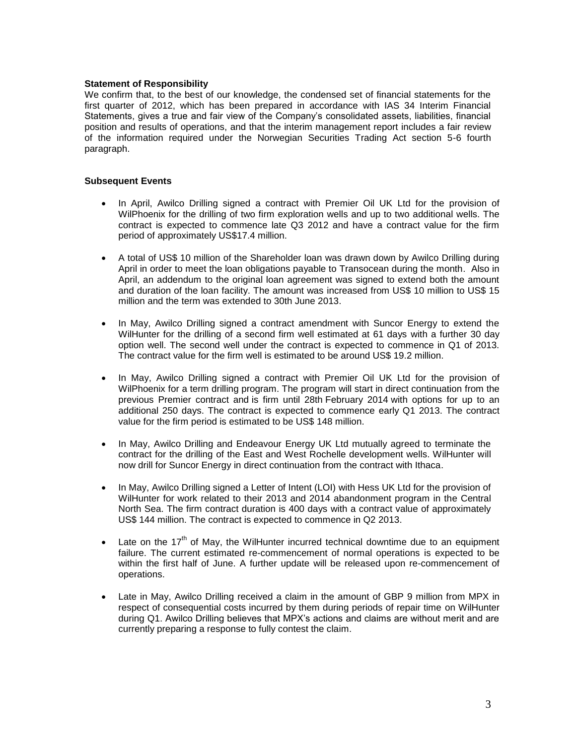**Statement of Responsibility**

We confirm that, to the best of our knowledge, the condensed set of financial statements for the first quarter of 2012, which has been prepared in accordance with IAS 34 Interim Financial Statements, gives a true and fair view of the Company's consolidated assets, liabilities, financial position and results of operations, and that the interim management report includes a fair review of the information required under the Norwegian Securities Trading Act section 5-6 fourth paragraph.

**Subsequent Events**

- In April, Awilco Drilling signed a contract with Premier Oil UK Ltd for the provision of WilPhoenix for the drilling of two firm exploration wells and up to two additional wells. The contract is expected to commence late Q3 2012 and have a contract value for the firm period of approximately US$17.4 million.
- A total of US$ 10 million of the Shareholder loan was drawn down by Awilco Drilling during April in order to meet the loan obligations payable to Transocean during the month. Also in April, an addendum to the original loan agreement was signed to extend both the amount and duration of the loan facility. The amount was increased from US$ 10 million to US$ 15 million and the term was extended to 30th June 2013.
- In May, Awilco Drilling signed a contract amendment with Suncor Energy to extend the WilHunter for the drilling of a second firm well estimated at 61 days with a further 30 day option well. The second well under the contract is expected to commence in Q1 of 2013. The contract value for the firm well is estimated to be around US$ 19.2 million.
- In May, Awilco Drilling signed a contract with Premier Oil UK Ltd for the provision of WilPhoenix for a term drilling program. The program will start in direct continuation from the previous Premier contract and is firm until 28th February 2014 with options for up to an additional 250 days. The contract is expected to commence early Q1 2013. The contract value for the firm period is estimated to be US$ 148 million.
- In May, Awilco Drilling and Endeavour Energy UK Ltd mutually agreed to terminate the contract for the drilling of the East and West Rochelle development wells. WilHunter will now drill for Suncor Energy in direct continuation from the contract with Ithaca.
- In May, Awilco Drilling signed a Letter of Intent (LOI) with Hess UK Ltd for the provision of WilHunter for work related to their 2013 and 2014 abandonment program in the Central North Sea. The firm contract duration is 400 days with a contract value of approximately US$ 144 million. The contract is expected to commence in Q2 2013.
- Late on the 17th of May, the WilHunter incurred technical downtime due to an equipment failure. The current estimated re-commencement of normal operations is expected to be within the first half of June. A further update will be released upon re-commencement of operations.
- Late in May, Awilco Drilling received a claim in the amount of GBP 9 million from MPX in respect of consequential costs incurred by them during periods of repair time on WilHunter during Q1. Awilco Drilling believes that MPX's actions and claims are without merit and are currently preparing a response to fully contest the claim.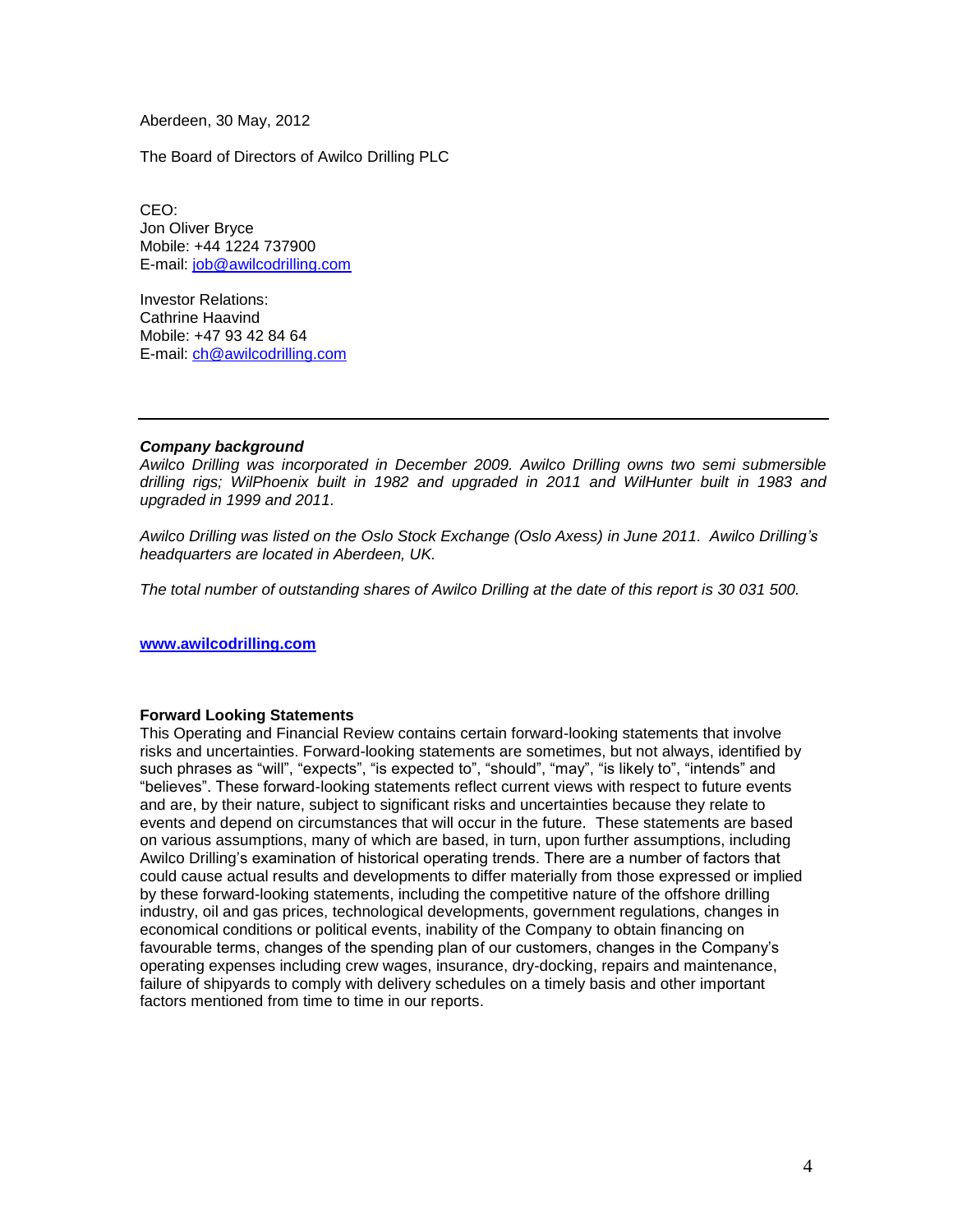Aberdeen, 30 May, 2012

The Board of Directors of Awilco Drilling PLC

CEO:
Jon Oliver Bryce
Mobile: +44 1224 737900
E-mail: job@awilcodrilling.com

Investor Relations:
Cathrine Haavind
Mobile: +47 93 42 84 64
E-mail: ch@awilcodrilling.com

---

***Company background***

*Awilco Drilling was incorporated in December 2009. Awilco Drilling owns two semi submersible drilling rigs; WilPhoenix built in 1982 and upgraded in 2011 and WilHunter built in 1983 and upgraded in 1999 and 2011.*

*Awilco Drilling was listed on the Oslo Stock Exchange (Oslo Axess) in June 2011. Awilco Drilling's headquarters are located in Aberdeen, UK.*

*The total number of outstanding shares of Awilco Drilling at the date of this report is 30 031 500.*

**www.awilcodrilling.com**

**Forward Looking Statements**

This Operating and Financial Review contains certain forward-looking statements that involve risks and uncertainties. Forward-looking statements are sometimes, but not always, identified by such phrases as "will", "expects", "is expected to", "should", "may", "is likely to", "intends" and "believes". These forward-looking statements reflect current views with respect to future events and are, by their nature, subject to significant risks and uncertainties because they relate to events and depend on circumstances that will occur in the future. These statements are based on various assumptions, many of which are based, in turn, upon further assumptions, including Awilco Drilling's examination of historical operating trends. There are a number of factors that could cause actual results and developments to differ materially from those expressed or implied by these forward-looking statements, including the competitive nature of the offshore drilling industry, oil and gas prices, technological developments, government regulations, changes in economical conditions or political events, inability of the Company to obtain financing on favourable terms, changes of the spending plan of our customers, changes in the Company's operating expenses including crew wages, insurance, dry-docking, repairs and maintenance, failure of shipyards to comply with delivery schedules on a timely basis and other important factors mentioned from time to time in our reports.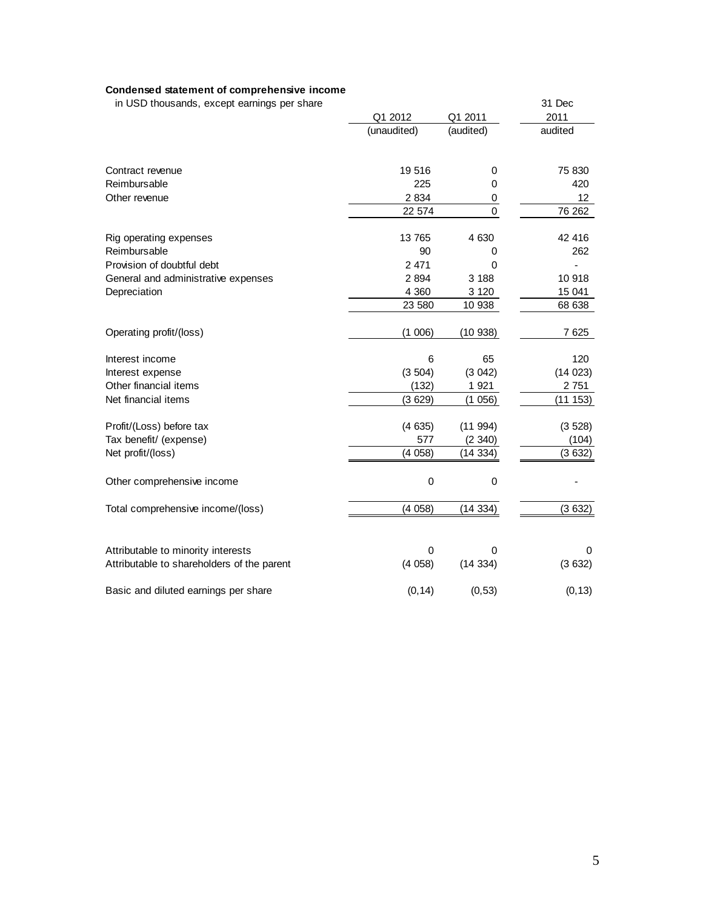**Condensed statement of comprehensive income**

| in USD thousands, except earnings per share | Q1 2012 (unaudited) | Q1 2011 (audited) | 31 Dec 2011 audited |
|---|---|---|---|
| Contract revenue | 19 516 | 0 | 75 830 |
| Reimbursable | 225 | 0 | 420 |
| Other revenue | 2 834 | 0 | 12 |
| | 22 574 | 0 | 76 262 |
| Rig operating expenses | 13 765 | 4 630 | 42 416 |
| Reimbursable | 90 | 0 | 262 |
| Provision of doubtful debt | 2 471 | 0 | - |
| General and administrative expenses | 2 894 | 3 188 | 10 918 |
| Depreciation | 4 360 | 3 120 | 15 041 |
| | 23 580 | 10 938 | 68 638 |
| Operating profit/(loss) | (1 006) | (10 938) | 7 625 |
| Interest income | 6 | 65 | 120 |
| Interest expense | (3 504) | (3 042) | (14 023) |
| Other financial items | (132) | 1 921 | 2 751 |
| Net financial items | (3 629) | (1 056) | (11 153) |
| Profit/(Loss) before tax | (4 635) | (11 994) | (3 528) |
| Tax benefit/ (expense) | 577 | (2 340) | (104) |
| Net profit/(loss) | (4 058) | (14 334) | (3 632) |
| Other comprehensive income | 0 | 0 | - |
| Total comprehensive income/(loss) | (4 058) | (14 334) | (3 632) |
| Attributable to minority interests | 0 | 0 | 0 |
| Attributable to shareholders of the parent | (4 058) | (14 334) | (3 632) |
| Basic and diluted earnings per share | (0,14) | (0,53) | (0,13) |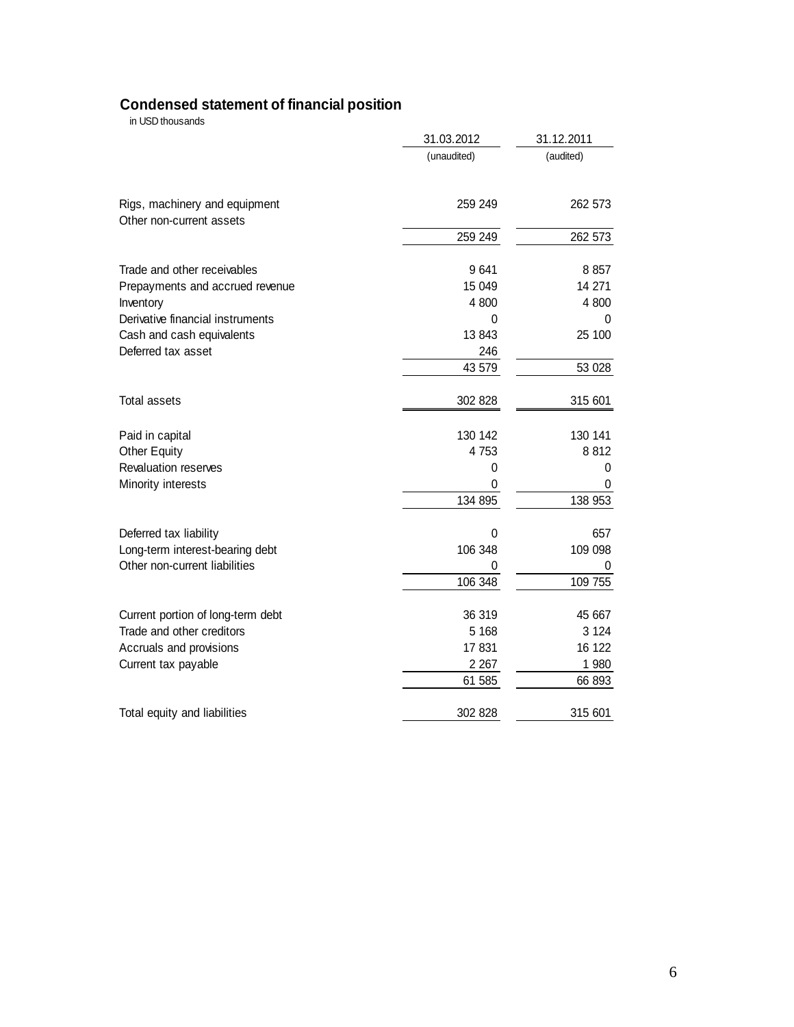## Condensed statement of financial position

in USD thousands

| | 31.03.2012 | 31.12.2011 |
|---|---|---|
| | (unaudited) | (audited) |
| Rigs, machinery and equipment | 259 249 | 262 573 |
| Other non-current assets | | |
| | 259 249 | 262 573 |
| Trade and other receivables | 9 641 | 8 857 |
| Prepayments and accrued revenue | 15 049 | 14 271 |
| Inventory | 4 800 | 4 800 |
| Derivative financial instruments | 0 | 0 |
| Cash and cash equivalents | 13 843 | 25 100 |
| Deferred tax asset | 246 | |
| | 43 579 | 53 028 |
| Total assets | 302 828 | 315 601 |
| Paid in capital | 130 142 | 130 141 |
| Other Equity | 4 753 | 8 812 |
| Revaluation reserves | 0 | 0 |
| Minority interests | 0 | 0 |
| | 134 895 | 138 953 |
| Deferred tax liability | 0 | 657 |
| Long-term interest-bearing debt | 106 348 | 109 098 |
| Other non-current liabilities | 0 | 0 |
| | 106 348 | 109 755 |
| Current portion of long-term debt | 36 319 | 45 667 |
| Trade and other creditors | 5 168 | 3 124 |
| Accruals and provisions | 17 831 | 16 122 |
| Current tax payable | 2 267 | 1 980 |
| | 61 585 | 66 893 |
| Total equity and liabilities | 302 828 | 315 601 |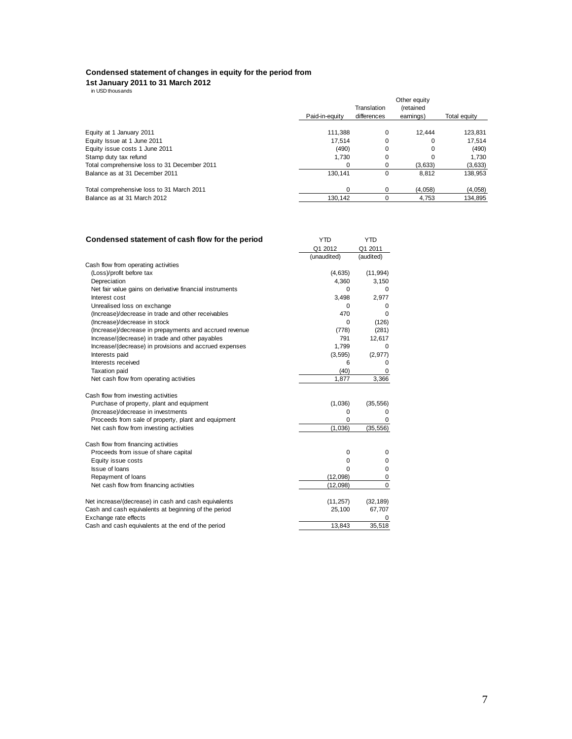**Condensed statement of changes in equity for the period from**
**1st January 2011 to 31 March 2012**
in USD thousands

| | Paid-in-equity | Translation differences | Other equity (retained earnings) | Total equity |
|---|---|---|---|---|
| Equity at 1 January 2011 | 111,388 | 0 | 12,444 | 123,831 |
| Equity Issue at 1 June 2011 | 17,514 | 0 | 0 | 17,514 |
| Equity issue costs 1 June 2011 | (490) | 0 | 0 | (490) |
| Stamp duty tax refund | 1,730 | 0 | 0 | 1,730 |
| Total comprehensive loss to 31 December 2011 | 0 | 0 | (3,633) | (3,633) |
| Balance as at 31 December 2011 | 130,141 | 0 | 8,812 | 138,953 |
| | | | | |
| Total comprehensive loss to 31 March 2011 | 0 | 0 | (4,058) | (4,058) |
| Balance as at 31 March 2012 | 130,142 | 0 | 4,753 | 134,895 |

**Condensed statement of cash flow for the period**

| | YTD Q1 2012 (unaudited) | YTD Q1 2011 (audited) |
|---|---|---|
| Cash flow from operating activities | | |
| (Loss)/profit before tax | (4,635) | (11,994) |
| Depreciation | 4,360 | 3,150 |
| Net fair value gains on derivative financial instruments | 0 | 0 |
| Interest cost | 3,498 | 2,977 |
| Unrealised loss on exchange | 0 | 0 |
| (Increase)/decrease in trade and other receivables | 470 | 0 |
| (Increase)/decrease in stock | 0 | (126) |
| (Increase)/decrease in prepayments and accrued revenue | (778) | (281) |
| Increase/(decrease) in trade and other payables | 791 | 12,617 |
| Increase/(decrease) in provisions and accrued expenses | 1,799 | 0 |
| Interests paid | (3,595) | (2,977) |
| Interests received | 6 | 0 |
| Taxation paid | (40) | 0 |
| Net cash flow from operating activities | 1,877 | 3,366 |
| | | |
| Cash flow from investing activities | | |
| Purchase of property, plant and equipment | (1,036) | (35,556) |
| (Increase)/decrease in investments | 0 | 0 |
| Proceeds from sale of property, plant and equipment | 0 | 0 |
| Net cash flow from investing activities | (1,036) | (35,556) |
| | | |
| Cash flow from financing activities | | |
| Proceeds from issue of share capital | 0 | 0 |
| Equity issue costs | 0 | 0 |
| Issue of loans | 0 | 0 |
| Repayment of loans | (12,098) | 0 |
| Net cash flow from financing activities | (12,098) | 0 |
| | | |
| Net increase/(decrease) in cash and cash equivalents | (11,257) | (32,189) |
| Cash and cash equivalents at beginning of the period | 25,100 | 67,707 |
| Exchange rate effects | | 0 |
| Cash and cash equivalents at the end of the period | 13,843 | 35,518 |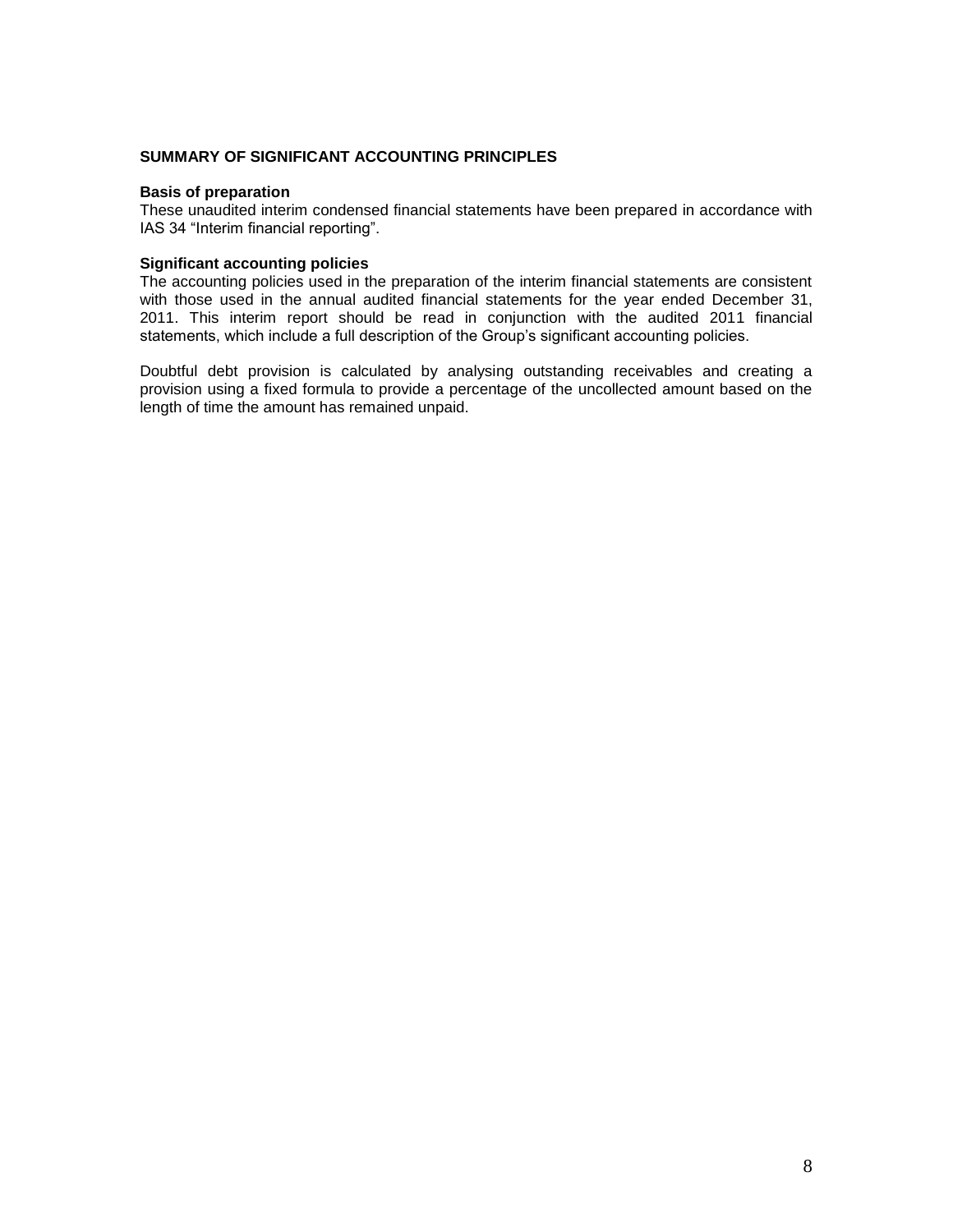## SUMMARY OF SIGNIFICANT ACCOUNTING PRINCIPLES

### Basis of preparation

These unaudited interim condensed financial statements have been prepared in accordance with IAS 34 "Interim financial reporting".

### Significant accounting policies

The accounting policies used in the preparation of the interim financial statements are consistent with those used in the annual audited financial statements for the year ended December 31, 2011. This interim report should be read in conjunction with the audited 2011 financial statements, which include a full description of the Group's significant accounting policies.

Doubtful debt provision is calculated by analysing outstanding receivables and creating a provision using a fixed formula to provide a percentage of the uncollected amount based on the length of time the amount has remained unpaid.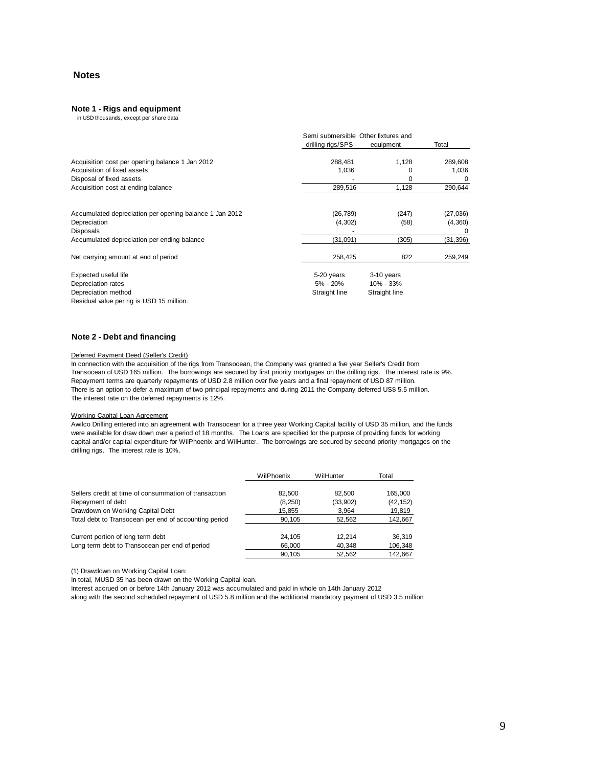## Notes

### Note 1 - Rigs and equipment

in USD thousands, except per share data

| | Semi submersible drilling rigs/SPS | Other fixtures and equipment | Total |
|---|---|---|---|
| Acquisition cost per opening balance 1 Jan 2012 | 288,481 | 1,128 | 289,608 |
| Acquisition of fixed assets | 1,036 | 0 | 1,036 |
| Disposal of fixed assets | - | 0 | 0 |
| Acquisition cost at ending balance | 289,516 | 1,128 | 290,644 |
| | | | |
| Accumulated depreciation per opening balance 1 Jan 2012 | (26,789) | (247) | (27,036) |
| Depreciation | (4,302) | (58) | (4,360) |
| Disposals | - | | 0 |
| Accumulated depreciation per ending balance | (31,091) | (305) | (31,396) |
| | | | |
| Net carrying amount at end of period | 258,425 | 822 | 259,249 |
| | | | |
| Expected useful life | 5-20 years | 3-10 years | |
| Depreciation rates | 5% - 20% | 10% - 33% | |
| Depreciation method | Straight line | Straight line | |

Residual value per rig is USD 15 million.

### Note 2 - Debt and financing

Deferred Payment Deed (Seller's Credit)

In connection with the acquisition of the rigs from Transocean, the Company was granted a five year Seller's Credit from Transocean of USD 165 million. The borrowings are secured by first priority mortgages on the drilling rigs. The interest rate is 9%. Repayment terms are quarterly repayments of USD 2.8 million over five years and a final repayment of USD 87 million. There is an option to defer a maximum of two principal repayments and during 2011 the Company deferred US$ 5.5 million. The interest rate on the deferred repayments is 12%.

Working Capital Loan Agreement

Awilco Drilling entered into an agreement with Transocean for a three year Working Capital facility of USD 35 million, and the funds were available for draw down over a period of 18 months. The Loans are specified for the purpose of providing funds for working capital and/or capital expenditure for WilPhoenix and WilHunter. The borrowings are secured by second priority mortgages on the drilling rigs. The interest rate is 10%.

| | WilPhoenix | WilHunter | Total |
|---|---|---|---|
| Sellers credit at time of consummation of transaction | 82,500 | 82,500 | 165,000 |
| Repayment of debt | (8,250) | (33,902) | (42,152) |
| Drawdown on Working Capital Debt | 15,855 | 3,964 | 19,819 |
| Total debt to Transocean per end of accounting period | 90,105 | 52,562 | 142,667 |
| | | | |
| Current portion of long term debt | 24,105 | 12,214 | 36,319 |
| Long term debt to Transocean per end of period | 66,000 | 40,348 | 106,348 |
| | 90,105 | 52,562 | 142,667 |

(1) Drawdown on Working Capital Loan:

In total, MUSD 35 has been drawn on the Working Capital loan.

Interest accrued on or before 14th January 2012 was accumulated and paid in whole on 14th January 2012 along with the second scheduled repayment of USD 5.8 million and the additional mandatory payment of USD 3.5 million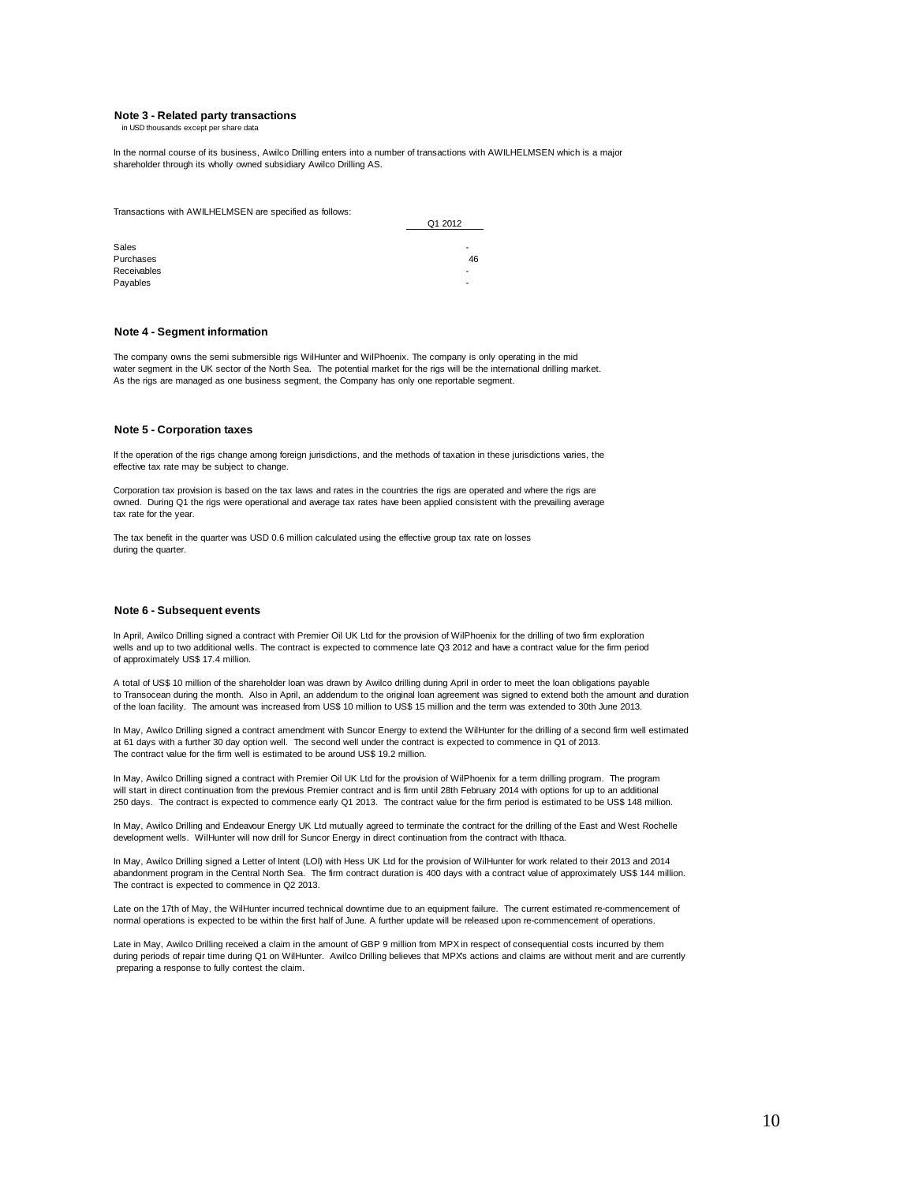## Note 3 - Related party transactions

in USD thousands except per share data

In the normal course of its business, Awilco Drilling enters into a number of transactions with AWILHELMSEN which is a major shareholder through its wholly owned subsidiary Awilco Drilling AS.

Transactions with AWILHELMSEN are specified as follows:

| | Q1 2012 |
|---|---|
| Sales | - |
| Purchases | 46 |
| Receivables | - |
| Payables | - |

## Note 4 - Segment information

The company owns the semi submersible rigs WilHunter and WilPhoenix. The company is only operating in the mid water segment in the UK sector of the North Sea. The potential market for the rigs will be the international drilling market. As the rigs are managed as one business segment, the Company has only one reportable segment.

## Note 5 - Corporation taxes

If the operation of the rigs change among foreign jurisdictions, and the methods of taxation in these jurisdictions varies, the effective tax rate may be subject to change.

Corporation tax provision is based on the tax laws and rates in the countries the rigs are operated and where the rigs are owned. During Q1 the rigs were operational and average tax rates have been applied consistent with the prevailing average tax rate for the year.

The tax benefit in the quarter was USD 0.6 million calculated using the effective group tax rate on losses during the quarter.

## Note 6 - Subsequent events

In April, Awilco Drilling signed a contract with Premier Oil UK Ltd for the provision of WilPhoenix for the drilling of two firm exploration wells and up to two additional wells. The contract is expected to commence late Q3 2012 and have a contract value for the firm period of approximately US$ 17.4 million.

A total of US$ 10 million of the shareholder loan was drawn by Awilco drilling during April in order to meet the loan obligations payable to Transocean during the month. Also in April, an addendum to the original loan agreement was signed to extend both the amount and duration of the loan facility. The amount was increased from US$ 10 million to US$ 15 million and the term was extended to 30th June 2013.

In May, Awilco Drilling signed a contract amendment with Suncor Energy to extend the WilHunter for the drilling of a second firm well estimated at 61 days with a further 30 day option well. The second well under the contract is expected to commence in Q1 of 2013. The contract value for the firm well is estimated to be around US$ 19.2 million.

In May, Awilco Drilling signed a contract with Premier Oil UK Ltd for the provision of WilPhoenix for a term drilling program. The program will start in direct continuation from the previous Premier contract and is firm until 28th February 2014 with options for up to an additional 250 days. The contract is expected to commence early Q1 2013. The contract value for the firm period is estimated to be US$ 148 million.

In May, Awilco Drilling and Endeavour Energy UK Ltd mutually agreed to terminate the contract for the drilling of the East and West Rochelle development wells. WilHunter will now drill for Suncor Energy in direct continuation from the contract with Ithaca.

In May, Awilco Drilling signed a Letter of Intent (LOI) with Hess UK Ltd for the provision of WilHunter for work related to their 2013 and 2014 abandonment program in the Central North Sea. The firm contract duration is 400 days with a contract value of approximately US$ 144 million. The contract is expected to commence in Q2 2013.

Late on the 17th of May, the WilHunter incurred technical downtime due to an equipment failure. The current estimated re-commencement of normal operations is expected to be within the first half of June. A further update will be released upon re-commencement of operations.

Late in May, Awilco Drilling received a claim in the amount of GBP 9 million from MPX in respect of consequential costs incurred by them during periods of repair time during Q1 on WilHunter. Awilco Drilling believes that MPX's actions and claims are without merit and are currently preparing a response to fully contest the claim.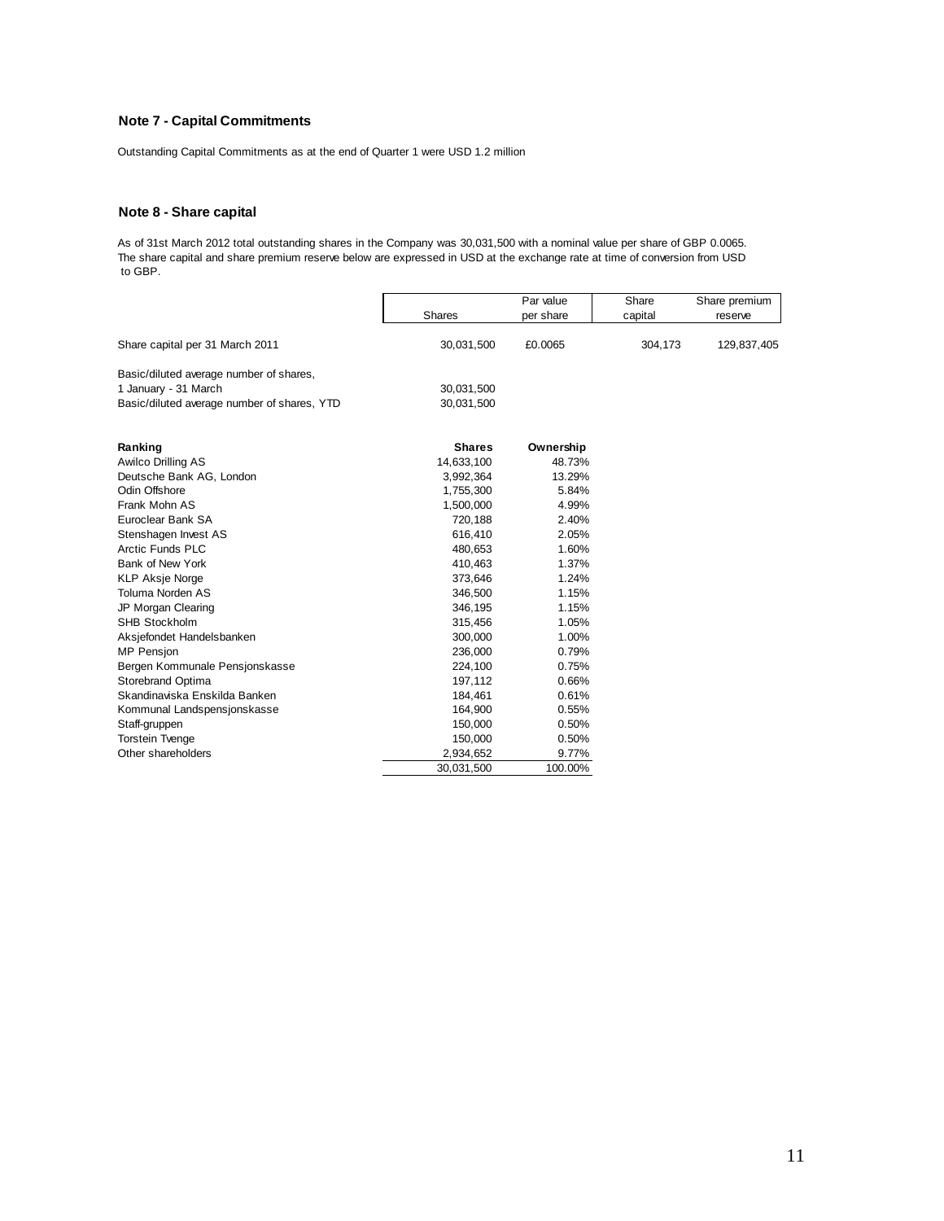## Note 7 - Capital Commitments

Outstanding Capital Commitments as at the end of Quarter 1 were USD 1.2 million

## Note 8 - Share capital

As of 31st March 2012 total outstanding shares in the Company was 30,031,500 with a nominal value per share of GBP 0.0065. The share capital and share premium reserve below are expressed in USD at the exchange rate at time of conversion from USD to GBP.

| | Shares | Par value per share | Share capital | Share premium reserve |
|---|---|---|---|---|
| Share capital per 31 March 2011 | 30,031,500 | £0.0065 | 304,173 | 129,837,405 |
| Basic/diluted average number of shares, 1 January - 31 March | 30,031,500 | | | |
| Basic/diluted average number of shares, YTD | 30,031,500 | | | |

| **Ranking** | **Shares** | **Ownership** |
|---|---|---|
| Awilco Drilling AS | 14,633,100 | 48.73% |
| Deutsche Bank AG, London | 3,992,364 | 13.29% |
| Odin Offshore | 1,755,300 | 5.84% |
| Frank Mohn AS | 1,500,000 | 4.99% |
| Euroclear Bank SA | 720,188 | 2.40% |
| Stenshagen Invest AS | 616,410 | 2.05% |
| Arctic Funds PLC | 480,653 | 1.60% |
| Bank of New York | 410,463 | 1.37% |
| KLP Aksje Norge | 373,646 | 1.24% |
| Toluma Norden AS | 346,500 | 1.15% |
| JP Morgan Clearing | 346,195 | 1.15% |
| SHB Stockholm | 315,456 | 1.05% |
| Aksjefondet Handelsbanken | 300,000 | 1.00% |
| MP Pensjon | 236,000 | 0.79% |
| Bergen Kommunale Pensjonskasse | 224,100 | 0.75% |
| Storebrand Optima | 197,112 | 0.66% |
| Skandinaviska Enskilda Banken | 184,461 | 0.61% |
| Kommunal Landspensjonskasse | 164,900 | 0.55% |
| Staff-gruppen | 150,000 | 0.50% |
| Torstein Tvenge | 150,000 | 0.50% |
| Other shareholders | 2,934,652 | 9.77% |
| | 30,031,500 | 100.00% |